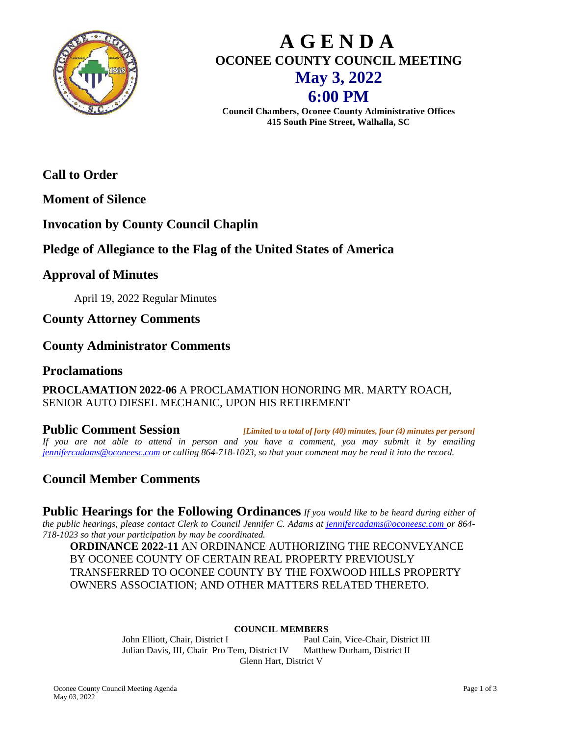# AGENDA

## OCONEE COUNTY COUNCIL MEETING

## May 3, 2022

## 6:00 PM

**Council Chambers, Oconee County Administrative Offices**
**415 South Pine Street, Walhalla, SC**

## Call to Order

## Moment of Silence

## Invocation by County Council Chaplin

## Pledge of Allegiance to the Flag of the United States of America

## Approval of Minutes

April 19, 2022 Regular Minutes

## County Attorney Comments

## County Administrator Comments

## Proclamations

**PROCLAMATION 2022-06** A PROCLAMATION HONORING MR. MARTY ROACH, SENIOR AUTO DIESEL MECHANIC, UPON HIS RETIREMENT

## Public Comment Session

***[Limited to a total of forty (40) minutes, four (4) minutes per person]***

*If you are not able to attend in person and you have a comment, you may submit it by emailing jennifercadams@oconeesc.com or calling 864-718-1023, so that your comment may be read it into the record.*

## Council Member Comments

## Public Hearings for the Following Ordinances

*If you would like to be heard during either of the public hearings, please contact Clerk to Council Jennifer C. Adams at jennifercadams@oconeesc.com or 864-718-1023 so that your participation by may be coordinated.*

**ORDINANCE 2022-11** AN ORDINANCE AUTHORIZING THE RECONVEYANCE BY OCONEE COUNTY OF CERTAIN REAL PROPERTY PREVIOUSLY TRANSFERRED TO OCONEE COUNTY BY THE FOXWOOD HILLS PROPERTY OWNERS ASSOCIATION; AND OTHER MATTERS RELATED THERETO.

**COUNCIL MEMBERS**

John Elliott, Chair, District I
Paul Cain, Vice-Chair, District III
Julian Davis, III, Chair Pro Tem, District IV
Matthew Durham, District II
Glenn Hart, District V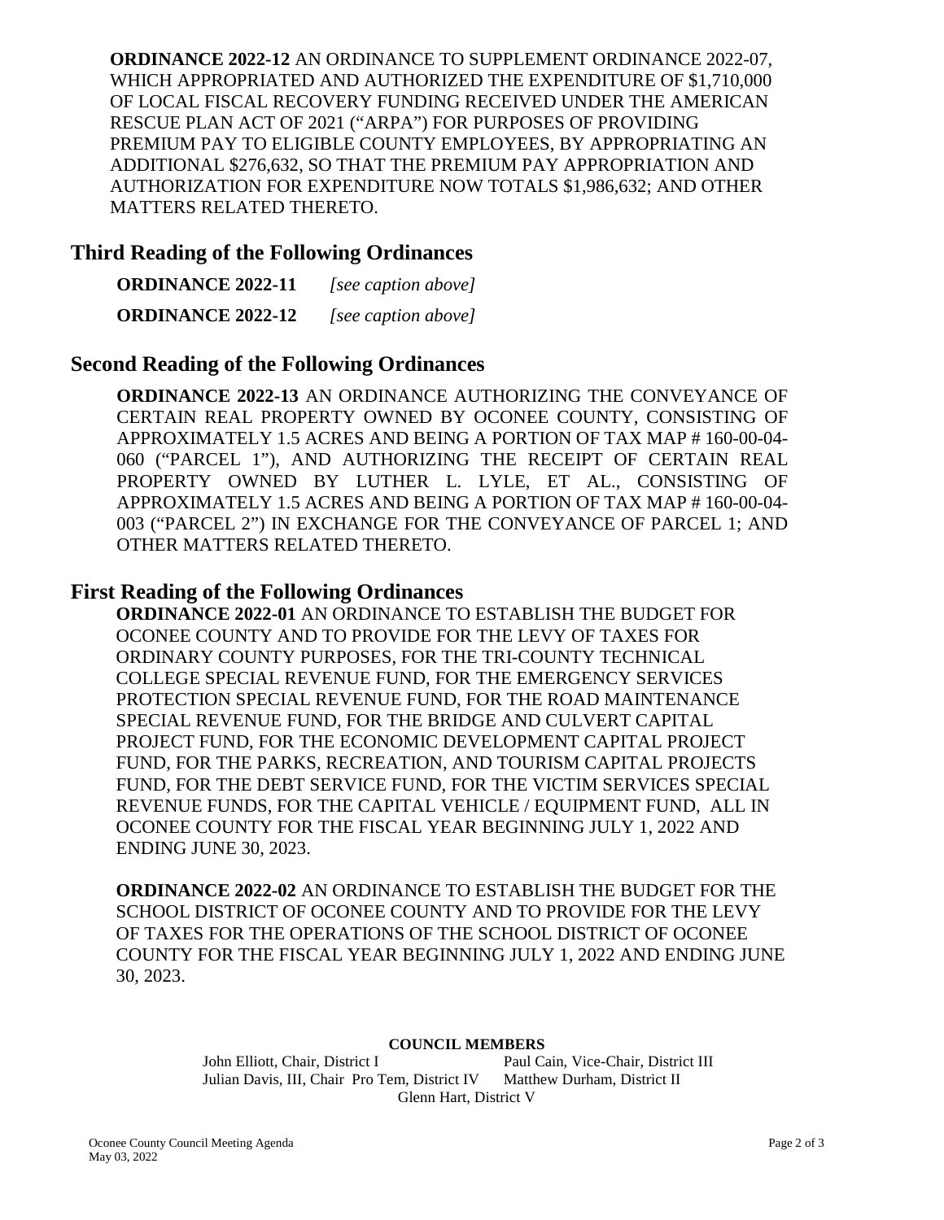**ORDINANCE 2022-12** AN ORDINANCE TO SUPPLEMENT ORDINANCE 2022-07, WHICH APPROPRIATED AND AUTHORIZED THE EXPENDITURE OF $1,710,000 OF LOCAL FISCAL RECOVERY FUNDING RECEIVED UNDER THE AMERICAN RESCUE PLAN ACT OF 2021 ("ARPA") FOR PURPOSES OF PROVIDING PREMIUM PAY TO ELIGIBLE COUNTY EMPLOYEES, BY APPROPRIATING AN ADDITIONAL $276,632, SO THAT THE PREMIUM PAY APPROPRIATION AND AUTHORIZATION FOR EXPENDITURE NOW TOTALS $1,986,632; AND OTHER MATTERS RELATED THERETO.

## Third Reading of the Following Ordinances

**ORDINANCE 2022-11** *[see caption above]*

**ORDINANCE 2022-12** *[see caption above]*

## Second Reading of the Following Ordinances

**ORDINANCE 2022-13** AN ORDINANCE AUTHORIZING THE CONVEYANCE OF CERTAIN REAL PROPERTY OWNED BY OCONEE COUNTY, CONSISTING OF APPROXIMATELY 1.5 ACRES AND BEING A PORTION OF TAX MAP # 160-00-04-060 ("PARCEL 1"), AND AUTHORIZING THE RECEIPT OF CERTAIN REAL PROPERTY OWNED BY LUTHER L. LYLE, ET AL., CONSISTING OF APPROXIMATELY 1.5 ACRES AND BEING A PORTION OF TAX MAP # 160-00-04-003 ("PARCEL 2") IN EXCHANGE FOR THE CONVEYANCE OF PARCEL 1; AND OTHER MATTERS RELATED THERETO.

## First Reading of the Following Ordinances

**ORDINANCE 2022-01** AN ORDINANCE TO ESTABLISH THE BUDGET FOR OCONEE COUNTY AND TO PROVIDE FOR THE LEVY OF TAXES FOR ORDINARY COUNTY PURPOSES, FOR THE TRI-COUNTY TECHNICAL COLLEGE SPECIAL REVENUE FUND, FOR THE EMERGENCY SERVICES PROTECTION SPECIAL REVENUE FUND, FOR THE ROAD MAINTENANCE SPECIAL REVENUE FUND, FOR THE BRIDGE AND CULVERT CAPITAL PROJECT FUND, FOR THE ECONOMIC DEVELOPMENT CAPITAL PROJECT FUND, FOR THE PARKS, RECREATION, AND TOURISM CAPITAL PROJECTS FUND, FOR THE DEBT SERVICE FUND, FOR THE VICTIM SERVICES SPECIAL REVENUE FUNDS, FOR THE CAPITAL VEHICLE / EQUIPMENT FUND, ALL IN OCONEE COUNTY FOR THE FISCAL YEAR BEGINNING JULY 1, 2022 AND ENDING JUNE 30, 2023.

**ORDINANCE 2022-02** AN ORDINANCE TO ESTABLISH THE BUDGET FOR THE SCHOOL DISTRICT OF OCONEE COUNTY AND TO PROVIDE FOR THE LEVY OF TAXES FOR THE OPERATIONS OF THE SCHOOL DISTRICT OF OCONEE COUNTY FOR THE FISCAL YEAR BEGINNING JULY 1, 2022 AND ENDING JUNE 30, 2023.

**COUNCIL MEMBERS**

John Elliott, Chair, District I — Paul Cain, Vice-Chair, District III
Julian Davis, III, Chair Pro Tem, District IV — Matthew Durham, District II
Glenn Hart, District V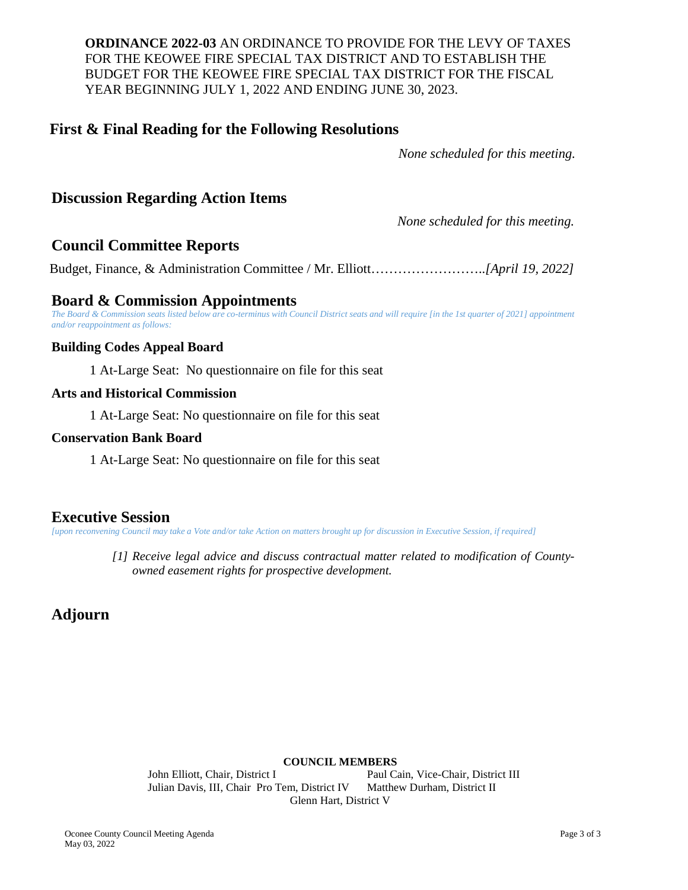**ORDINANCE 2022-03** AN ORDINANCE TO PROVIDE FOR THE LEVY OF TAXES FOR THE KEOWEE FIRE SPECIAL TAX DISTRICT AND TO ESTABLISH THE BUDGET FOR THE KEOWEE FIRE SPECIAL TAX DISTRICT FOR THE FISCAL YEAR BEGINNING JULY 1, 2022 AND ENDING JUNE 30, 2023.

## First & Final Reading for the Following Resolutions

*None scheduled for this meeting.*

## Discussion Regarding Action Items

*None scheduled for this meeting.*

## Council Committee Reports

Budget, Finance, & Administration Committee / Mr. Elliott……………………..*[April 19, 2022]*

## Board & Commission Appointments

*The Board & Commission seats listed below are co-terminus with Council District seats and will require [in the 1st quarter of 2021] appointment and/or reappointment as follows:*

### Building Codes Appeal Board

1 At-Large Seat: No questionnaire on file for this seat

### Arts and Historical Commission

1 At-Large Seat: No questionnaire on file for this seat

### Conservation Bank Board

1 At-Large Seat: No questionnaire on file for this seat

## Executive Session

*[upon reconvening Council may take a Vote and/or take Action on matters brought up for discussion in Executive Session, if required]*

*[1] Receive legal advice and discuss contractual matter related to modification of County-owned easement rights for prospective development.*

## Adjourn

**COUNCIL MEMBERS**

John Elliott, Chair, District I
Paul Cain, Vice-Chair, District III
Julian Davis, III, Chair Pro Tem, District IV
Matthew Durham, District II
Glenn Hart, District V